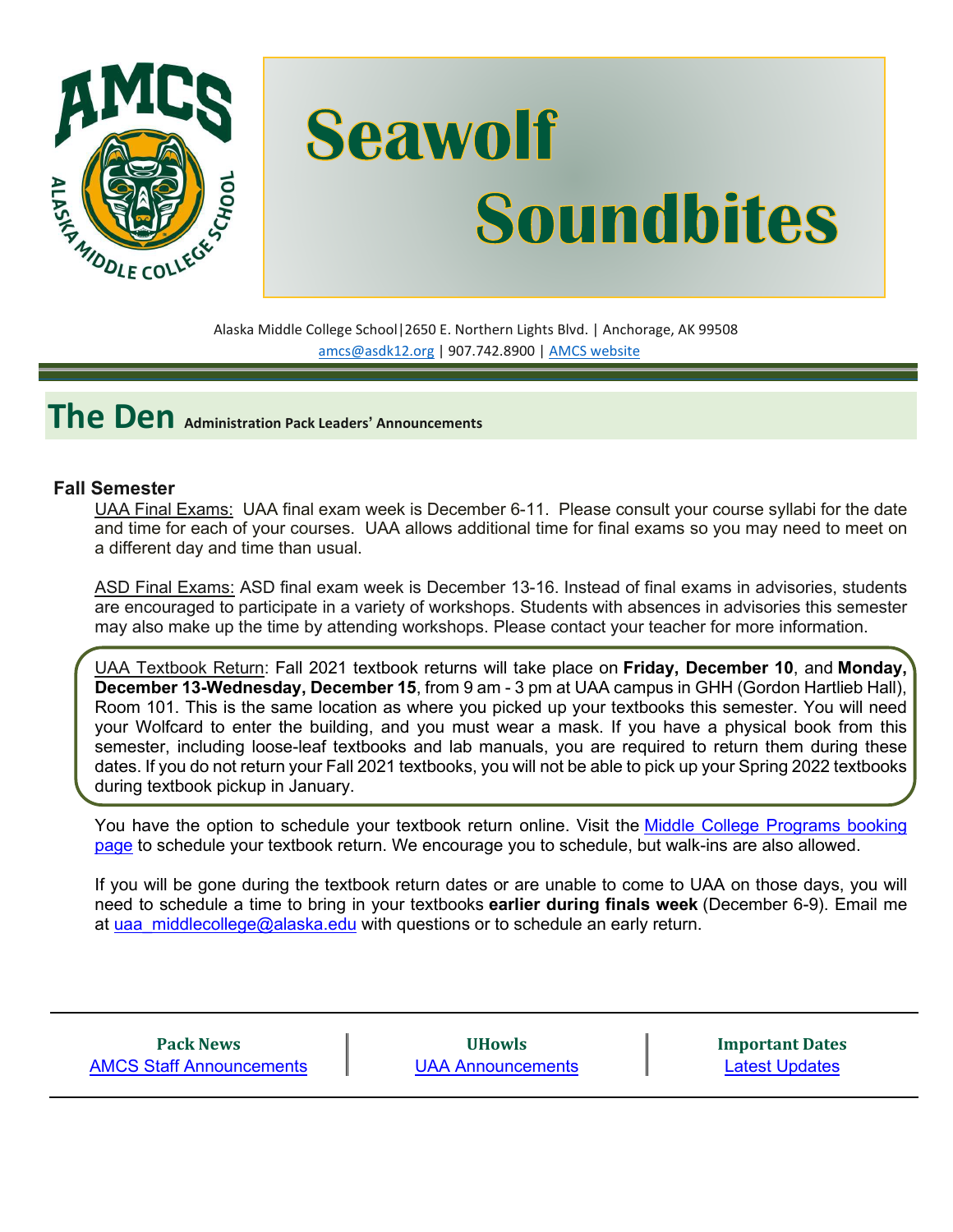# Seawolf Soundbites

Alaska Middle College School|2650 E. Northern Lights Blvd. | Anchorage, AK 99508
amcs@asdk12.org | 907.742.8900 | AMCS website

## The Den Administration Pack Leaders' Announcements

### Fall Semester

UAA Final Exams: UAA final exam week is December 6-11. Please consult your course syllabi for the date and time for each of your courses. UAA allows additional time for final exams so you may need to meet on a different day and time than usual.

ASD Final Exams: ASD final exam week is December 13-16. Instead of final exams in advisories, students are encouraged to participate in a variety of workshops. Students with absences in advisories this semester may also make up the time by attending workshops. Please contact your teacher for more information.

UAA Textbook Return: Fall 2021 textbook returns will take place on **Friday, December 10**, and **Monday, December 13-Wednesday, December 15**, from 9 am - 3 pm at UAA campus in GHH (Gordon Hartlieb Hall), Room 101. This is the same location as where you picked up your textbooks this semester. You will need your Wolfcard to enter the building, and you must wear a mask. If you have a physical book from this semester, including loose-leaf textbooks and lab manuals, you are required to return them during these dates. If you do not return your Fall 2021 textbooks, you will not be able to pick up your Spring 2022 textbooks during textbook pickup in January.

You have the option to schedule your textbook return online. Visit the Middle College Programs booking page to schedule your textbook return. We encourage you to schedule, but walk-ins are also allowed.

If you will be gone during the textbook return dates or are unable to come to UAA on those days, you will need to schedule a time to bring in your textbooks **earlier during finals week** (December 6-9). Email me at uaa_middlecollege@alaska.edu with questions or to schedule an early return.

| Pack News | UHowls | Important Dates |
|---|---|---|
| AMCS Staff Announcements | UAA Announcements | Latest Updates |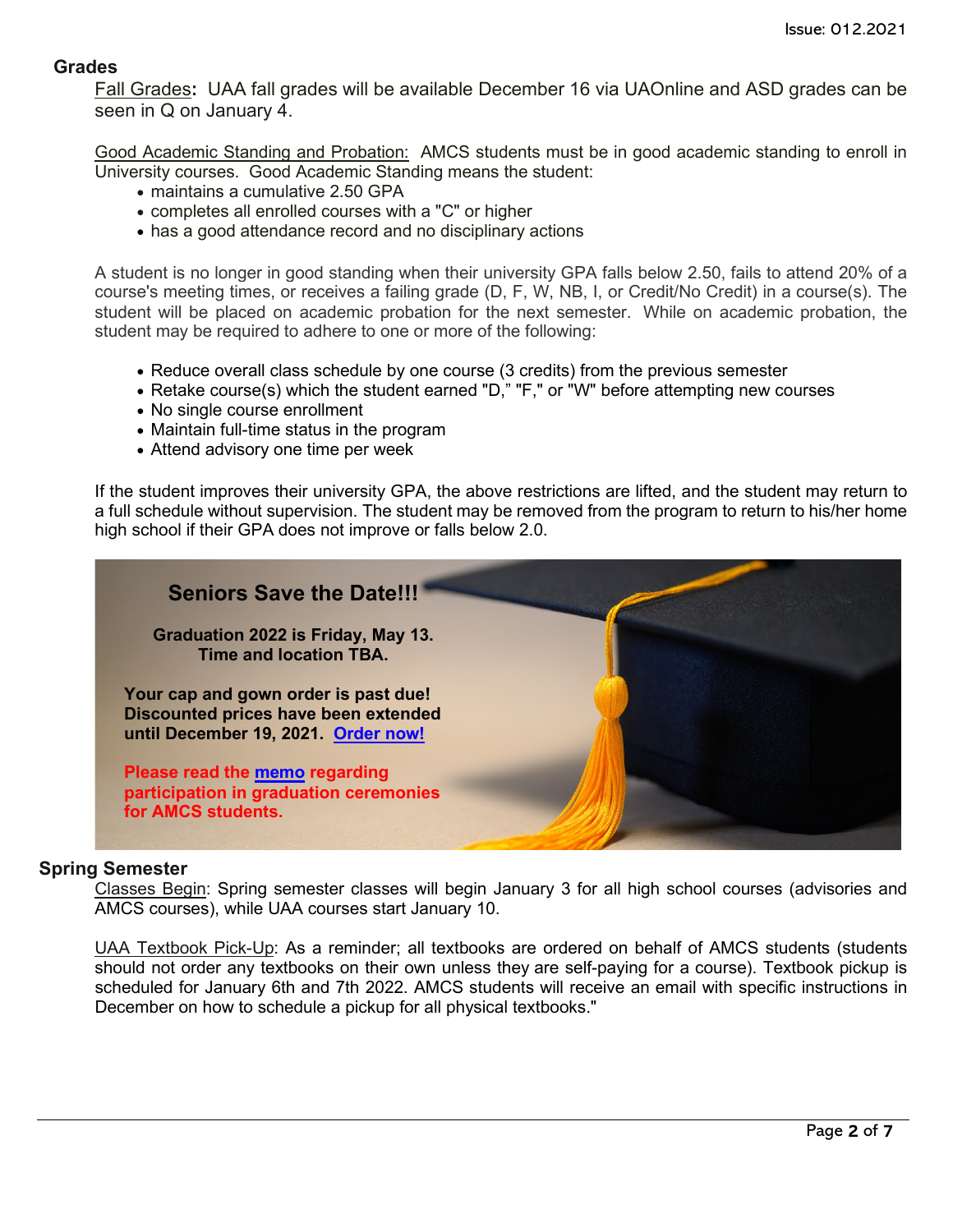## Grades

Fall Grades**:** UAA fall grades will be available December 16 via UAOnline and ASD grades can be seen in Q on January 4.

Good Academic Standing and Probation: AMCS students must be in good academic standing to enroll in University courses. Good Academic Standing means the student:

- maintains a cumulative 2.50 GPA
- completes all enrolled courses with a "C" or higher
- has a good attendance record and no disciplinary actions

A student is no longer in good standing when their university GPA falls below 2.50, fails to attend 20% of a course's meeting times, or receives a failing grade (D, F, W, NB, I, or Credit/No Credit) in a course(s). The student will be placed on academic probation for the next semester. While on academic probation, the student may be required to adhere to one or more of the following:

- Reduce overall class schedule by one course (3 credits) from the previous semester
- Retake course(s) which the student earned "D," "F," or "W" before attempting new courses
- No single course enrollment
- Maintain full-time status in the program
- Attend advisory one time per week

If the student improves their university GPA, the above restrictions are lifted, and the student may return to a full schedule without supervision. The student may be removed from the program to return to his/her home high school if their GPA does not improve or falls below 2.0.

### Seniors Save the Date!!!

**Graduation 2022 is Friday, May 13.**
**Time and location TBA.**

**Your cap and gown order is past due! Discounted prices have been extended until December 19, 2021. Order now!**

**Please read the memo regarding participation in graduation ceremonies for AMCS students.**

## Spring Semester

Classes Begin: Spring semester classes will begin January 3 for all high school courses (advisories and AMCS courses), while UAA courses start January 10.

UAA Textbook Pick-Up: As a reminder; all textbooks are ordered on behalf of AMCS students (students should not order any textbooks on their own unless they are self-paying for a course). Textbook pickup is scheduled for January 6th and 7th 2022. AMCS students will receive an email with specific instructions in December on how to schedule a pickup for all physical textbooks."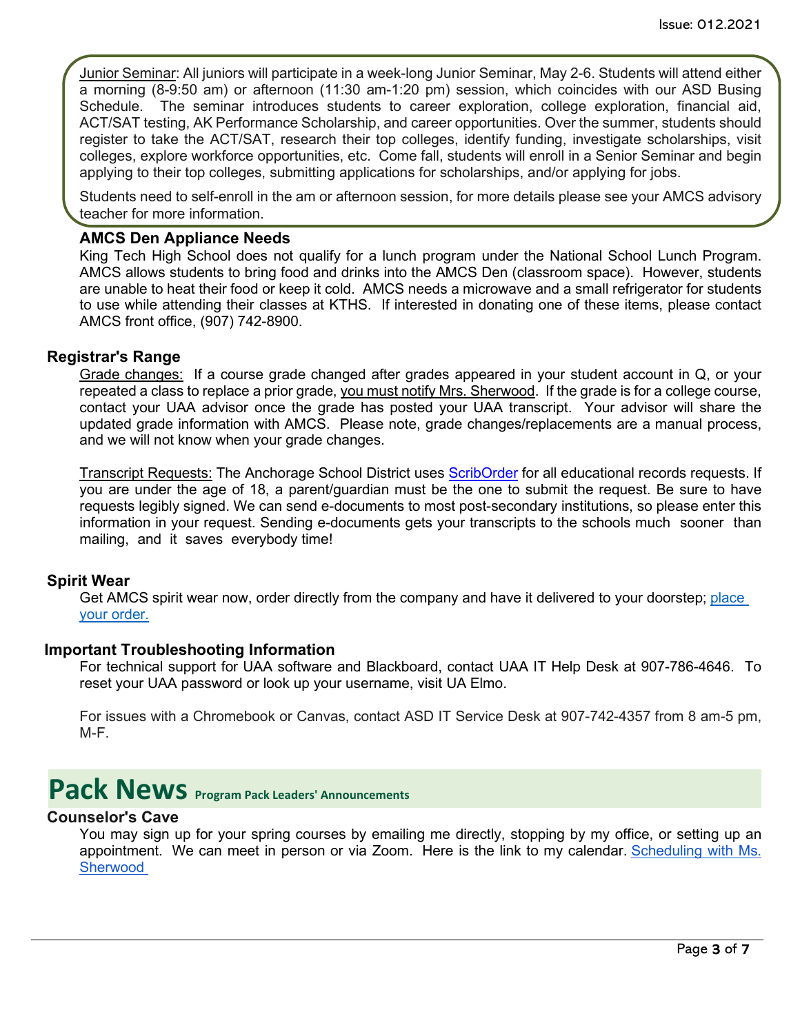Junior Seminar: All juniors will participate in a week-long Junior Seminar, May 2-6. Students will attend either a morning (8-9:50 am) or afternoon (11:30 am-1:20 pm) session, which coincides with our ASD Busing Schedule. The seminar introduces students to career exploration, college exploration, financial aid, ACT/SAT testing, AK Performance Scholarship, and career opportunities. Over the summer, students should register to take the ACT/SAT, research their top colleges, identify funding, investigate scholarships, visit colleges, explore workforce opportunities, etc. Come fall, students will enroll in a Senior Seminar and begin applying to their top colleges, submitting applications for scholarships, and/or applying for jobs.

Students need to self-enroll in the am or afternoon session, for more details please see your AMCS advisory teacher for more information.

### AMCS Den Appliance Needs

King Tech High School does not qualify for a lunch program under the National School Lunch Program. AMCS allows students to bring food and drinks into the AMCS Den (classroom space). However, students are unable to heat their food or keep it cold. AMCS needs a microwave and a small refrigerator for students to use while attending their classes at KTHS. If interested in donating one of these items, please contact AMCS front office, (907) 742-8900.

### Registrar's Range

Grade changes: If a course grade changed after grades appeared in your student account in Q, or your repeated a class to replace a prior grade, you must notify Mrs. Sherwood. If the grade is for a college course, contact your UAA advisor once the grade has posted your UAA transcript. Your advisor will share the updated grade information with AMCS. Please note, grade changes/replacements are a manual process, and we will not know when your grade changes.

Transcript Requests: The Anchorage School District uses ScribOrder for all educational records requests. If you are under the age of 18, a parent/guardian must be the one to submit the request. Be sure to have requests legibly signed. We can send e-documents to most post-secondary institutions, so please enter this information in your request. Sending e-documents gets your transcripts to the schools much sooner than mailing, and it saves everybody time!

### Spirit Wear

Get AMCS spirit wear now, order directly from the company and have it delivered to your doorstep; place your order.

### Important Troubleshooting Information

For technical support for UAA software and Blackboard, contact UAA IT Help Desk at 907-786-4646. To reset your UAA password or look up your username, visit UA Elmo.

For issues with a Chromebook or Canvas, contact ASD IT Service Desk at 907-742-4357 from 8 am-5 pm, M-F.

## Pack News Program Pack Leaders' Announcements

### Counselor's Cave

You may sign up for your spring courses by emailing me directly, stopping by my office, or setting up an appointment. We can meet in person or via Zoom. Here is the link to my calendar. Scheduling with Ms. Sherwood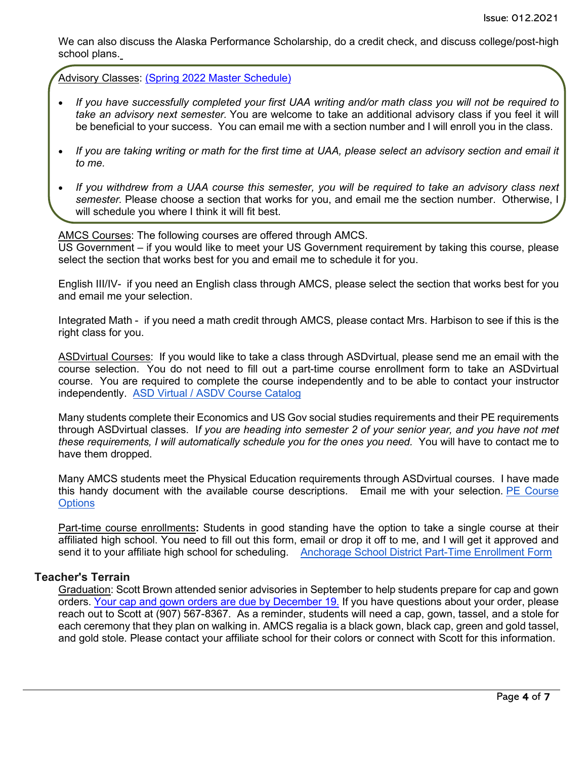We can also discuss the Alaska Performance Scholarship, do a credit check, and discuss college/post-high school plans.

Advisory Classes: (Spring 2022 Master Schedule)

- *If you have successfully completed your first UAA writing and/or math class you will not be required to take an advisory next semester.* You are welcome to take an additional advisory class if you feel it will be beneficial to your success. You can email me with a section number and I will enroll you in the class.
- *If you are taking writing or math for the first time at UAA, please select an advisory section and email it to me.*
- *If you withdrew from a UAA course this semester, you will be required to take an advisory class next semester.* Please choose a section that works for you, and email me the section number. Otherwise, I will schedule you where I think it will fit best.

AMCS Courses: The following courses are offered through AMCS.
US Government – if you would like to meet your US Government requirement by taking this course, please select the section that works best for you and email me to schedule it for you.

English III/IV- if you need an English class through AMCS, please select the section that works best for you and email me your selection.

Integrated Math - if you need a math credit through AMCS, please contact Mrs. Harbison to see if this is the right class for you.

ASDvirtual Courses: If you would like to take a class through ASDvirtual, please send me an email with the course selection. You do not need to fill out a part-time course enrollment form to take an ASDvirtual course. You are required to complete the course independently and to be able to contact your instructor independently. ASD Virtual / ASDV Course Catalog

Many students complete their Economics and US Gov social studies requirements and their PE requirements through ASDvirtual classes. I*f you are heading into semester 2 of your senior year, and you have not met these requirements, I will automatically schedule you for the ones you need.* You will have to contact me to have them dropped.

Many AMCS students meet the Physical Education requirements through ASDvirtual courses. I have made this handy document with the available course descriptions. Email me with your selection. PE Course Options

Part-time course enrollments**:** Students in good standing have the option to take a single course at their affiliated high school. You need to fill out this form, email or drop it off to me, and I will get it approved and send it to your affiliate high school for scheduling. Anchorage School District Part-Time Enrollment Form

## Teacher's Terrain

Graduation: Scott Brown attended senior advisories in September to help students prepare for cap and gown orders. Your cap and gown orders are due by December 19. If you have questions about your order, please reach out to Scott at (907) 567-8367. As a reminder, students will need a cap, gown, tassel, and a stole for each ceremony that they plan on walking in. AMCS regalia is a black gown, black cap, green and gold tassel, and gold stole. Please contact your affiliate school for their colors or connect with Scott for this information.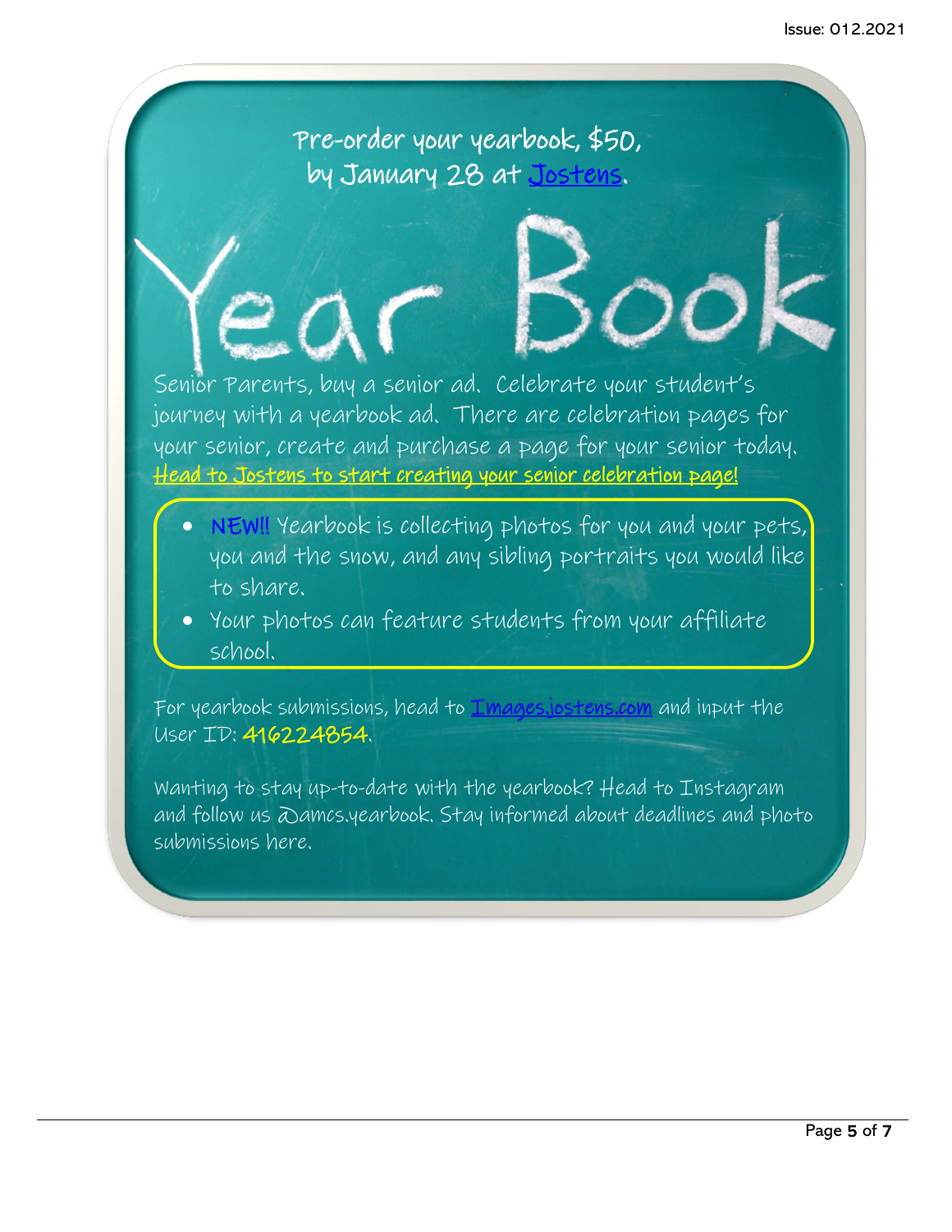Pre-order your yearbook, $50, by January 28 at Jostens.

# Year Book

Senior Parents, buy a senior ad. Celebrate your student's journey with a yearbook ad. There are celebration pages for your senior, create and purchase a page for your senior today. Head to Jostens to start creating your senior celebration page!

- NEW!! Yearbook is collecting photos for you and your pets, you and the snow, and any sibling portraits you would like to share.
- Your photos can feature students from your affiliate school.

For yearbook submissions, head to Images.jostens.com and input the User ID: 416224854.

Wanting to stay up-to-date with the yearbook? Head to Instagram and follow us @amcs.yearbook. Stay informed about deadlines and photo submissions here.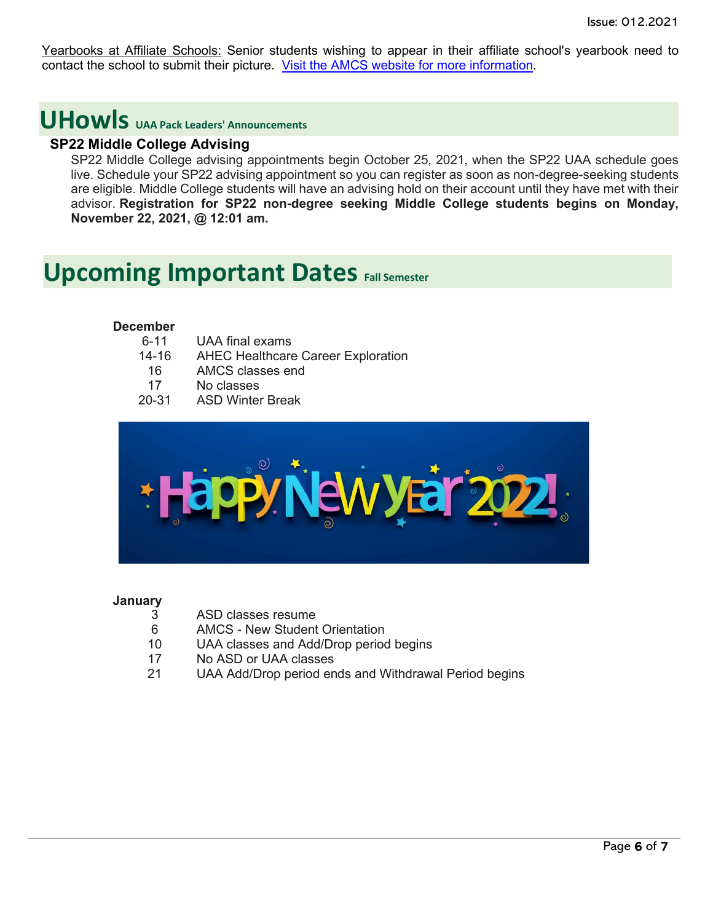Yearbooks at Affiliate Schools: Senior students wishing to appear in their affiliate school's yearbook need to contact the school to submit their picture. [Visit the AMCS website for more information](#).

## UHowls UAA Pack Leaders' Announcements

### SP22 Middle College Advising

SP22 Middle College advising appointments begin October 25, 2021, when the SP22 UAA schedule goes live. Schedule your SP22 advising appointment so you can register as soon as non-degree-seeking students are eligible. Middle College students will have an advising hold on their account until they have met with their advisor. **Registration for SP22 non-degree seeking Middle College students begins on Monday, November 22, 2021, @ 12:01 am.**

## Upcoming Important Dates Fall Semester

**December**

| | |
|---|---|
| 6-11 | UAA final exams |
| 14-16 | AHEC Healthcare Career Exploration |
| 16 | AMCS classes end |
| 17 | No classes |
| 20-31 | ASD Winter Break |

**January**

| | |
|---|---|
| 3 | ASD classes resume |
| 6 | AMCS - New Student Orientation |
| 10 | UAA classes and Add/Drop period begins |
| 17 | No ASD or UAA classes |
| 21 | UAA Add/Drop period ends and Withdrawal Period begins |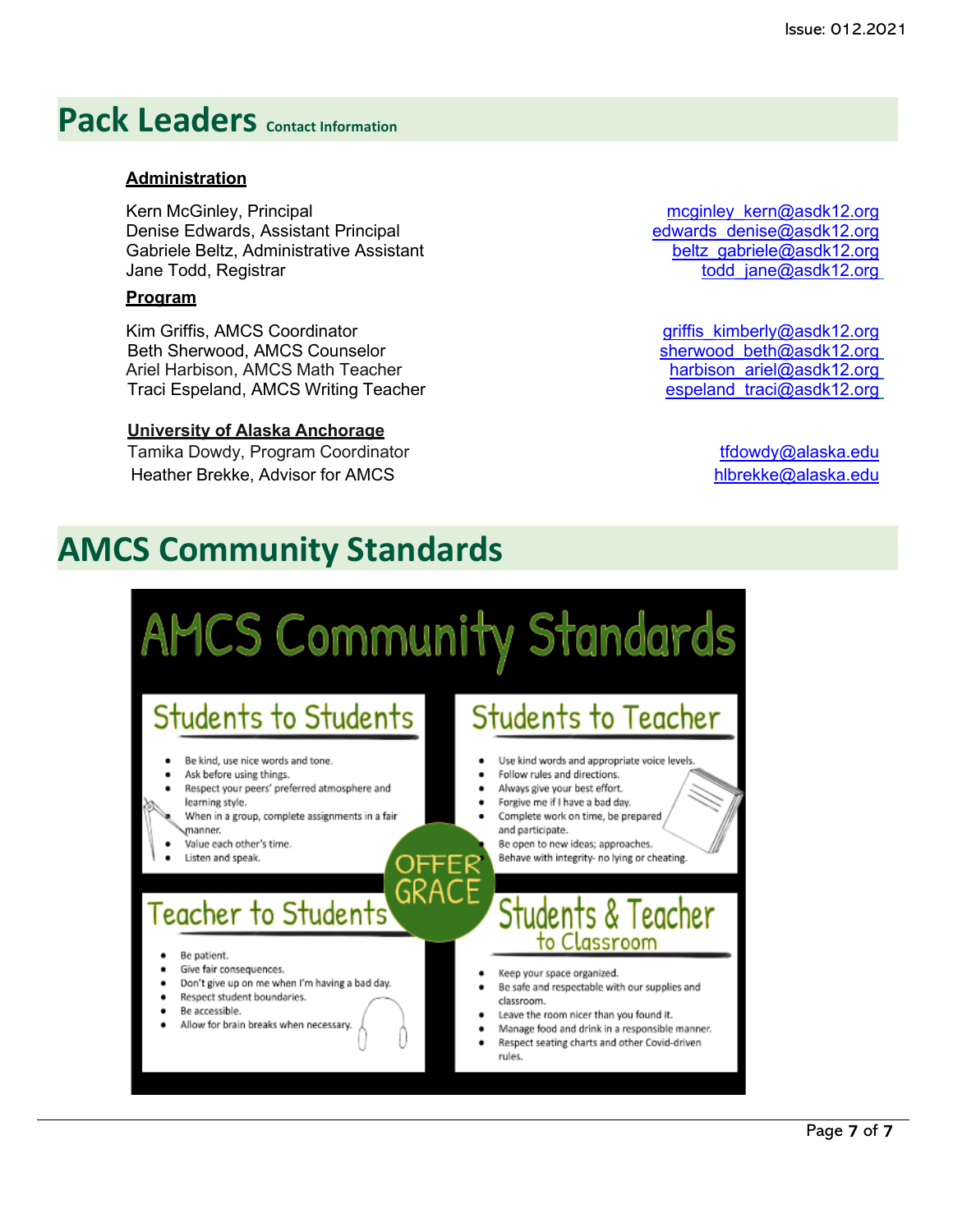## Pack Leaders Contact Information

**Administration**

Kern McGinley, Principal — mcginley_kern@asdk12.org
Denise Edwards, Assistant Principal — edwards_denise@asdk12.org
Gabriele Beltz, Administrative Assistant — beltz_gabriele@asdk12.org
Jane Todd, Registrar — todd_jane@asdk12.org

**Program**

Kim Griffis, AMCS Coordinator — griffis_kimberly@asdk12.org
Beth Sherwood, AMCS Counselor — sherwood_beth@asdk12.org
Ariel Harbison, AMCS Math Teacher — harbison_ariel@asdk12.org
Traci Espeland, AMCS Writing Teacher — espeland_traci@asdk12.org

**University of Alaska Anchorage**

Tamika Dowdy, Program Coordinator — tfdowdy@alaska.edu
Heather Brekke, Advisor for AMCS — hlbrekke@alaska.edu

## AMCS Community Standards

# AMCS Community Standards

### Students to Students

- Be kind, use nice words and tone.
- Ask before using things.
- Respect your peers' preferred atmosphere and learning style.
- When in a group, complete assignments in a fair manner.
- Value each other's time.
- Listen and speak.

### Students to Teacher

- Use kind words and appropriate voice levels.
- Follow rules and directions.
- Always give your best effort.
- Forgive me if I have a bad day.
- Complete work on time, be prepared and participate.
- Be open to new ideas; approaches.
- Behave with integrity- no lying or cheating.

**OFFER GRACE**

### Teacher to Students

- Be patient.
- Give fair consequences.
- Don't give up on me when I'm having a bad day.
- Respect student boundaries.
- Be accessible.
- Allow for brain breaks when necessary.

### Students & Teacher to Classroom

- Keep your space organized.
- Be safe and respectable with our supplies and classroom.
- Leave the room nicer than you found it.
- Manage food and drink in a responsible manner.
- Respect seating charts and other Covid-driven rules.